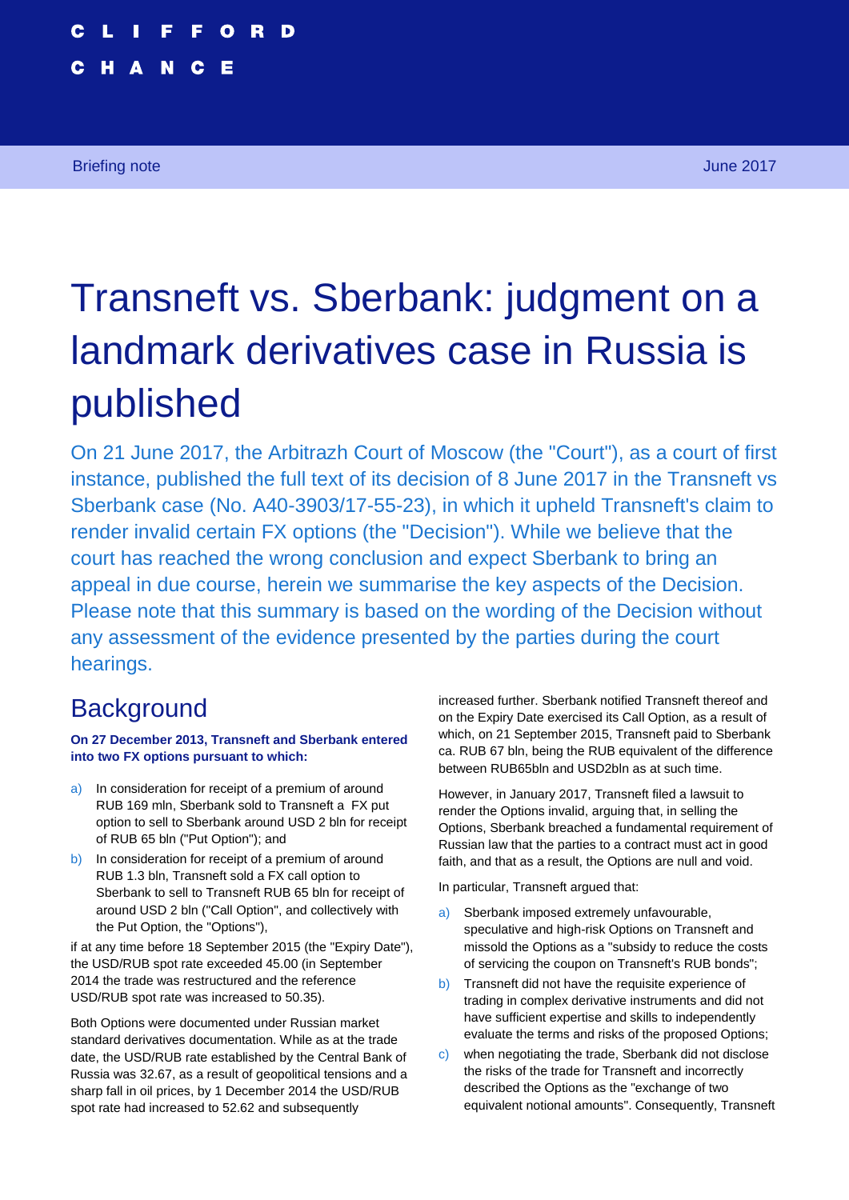CLIFFORD CHANCE

Briefing note

June 2017

# Transneft vs. Sberbank: judgment on a landmark derivatives case in Russia is published

On 21 June 2017, the Arbitrazh Court of Moscow (the "Court"), as a court of first instance, published the full text of its decision of 8 June 2017 in the Transneft vs Sberbank case (No. A40-3903/17-55-23), in which it upheld Transneft's claim to render invalid certain FX options (the "Decision"). While we believe that the court has reached the wrong conclusion and expect Sberbank to bring an appeal in due course, herein we summarise the key aspects of the Decision. Please note that this summary is based on the wording of the Decision without any assessment of the evidence presented by the parties during the court hearings.

## Background

**On 27 December 2013, Transneft and Sberbank entered into two FX options pursuant to which:**

a) In consideration for receipt of a premium of around RUB 169 mln, Sberbank sold to Transneft a FX put option to sell to Sberbank around USD 2 bln for receipt of RUB 65 bln ("Put Option"); and

b) In consideration for receipt of a premium of around RUB 1.3 bln, Transneft sold a FX call option to Sberbank to sell to Transneft RUB 65 bln for receipt of around USD 2 bln ("Call Option", and collectively with the Put Option, the "Options"),

if at any time before 18 September 2015 (the "Expiry Date"), the USD/RUB spot rate exceeded 45.00 (in September 2014 the trade was restructured and the reference USD/RUB spot rate was increased to 50.35).

Both Options were documented under Russian market standard derivatives documentation. While as at the trade date, the USD/RUB rate established by the Central Bank of Russia was 32.67, as a result of geopolitical tensions and a sharp fall in oil prices, by 1 December 2014 the USD/RUB spot rate had increased to 52.62 and subsequently increased further. Sberbank notified Transneft thereof and on the Expiry Date exercised its Call Option, as a result of which, on 21 September 2015, Transneft paid to Sberbank ca. RUB 67 bln, being the RUB equivalent of the difference between RUB65bln and USD2bln as at such time.

However, in January 2017, Transneft filed a lawsuit to render the Options invalid, arguing that, in selling the Options, Sberbank breached a fundamental requirement of Russian law that the parties to a contract must act in good faith, and that as a result, the Options are null and void.

In particular, Transneft argued that:

a) Sberbank imposed extremely unfavourable, speculative and high-risk Options on Transneft and missold the Options as a "subsidy to reduce the costs of servicing the coupon on Transneft's RUB bonds";

b) Transneft did not have the requisite experience of trading in complex derivative instruments and did not have sufficient expertise and skills to independently evaluate the terms and risks of the proposed Options;

c) when negotiating the trade, Sberbank did not disclose the risks of the trade for Transneft and incorrectly described the Options as the "exchange of two equivalent notional amounts". Consequently, Transneft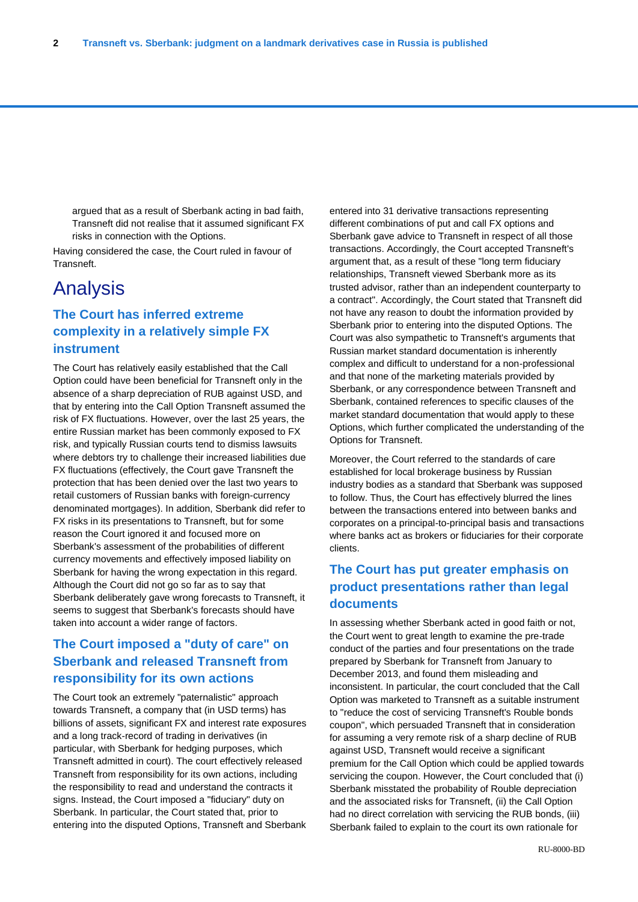argued that as a result of Sberbank acting in bad faith, Transneft did not realise that it assumed significant FX risks in connection with the Options.

Having considered the case, the Court ruled in favour of Transneft.

# Analysis

## The Court has inferred extreme complexity in a relatively simple FX instrument

The Court has relatively easily established that the Call Option could have been beneficial for Transneft only in the absence of a sharp depreciation of RUB against USD, and that by entering into the Call Option Transneft assumed the risk of FX fluctuations. However, over the last 25 years, the entire Russian market has been commonly exposed to FX risk, and typically Russian courts tend to dismiss lawsuits where debtors try to challenge their increased liabilities due FX fluctuations (effectively, the Court gave Transneft the protection that has been denied over the last two years to retail customers of Russian banks with foreign-currency denominated mortgages). In addition, Sberbank did refer to FX risks in its presentations to Transneft, but for some reason the Court ignored it and focused more on Sberbank's assessment of the probabilities of different currency movements and effectively imposed liability on Sberbank for having the wrong expectation in this regard. Although the Court did not go so far as to say that Sberbank deliberately gave wrong forecasts to Transneft, it seems to suggest that Sberbank's forecasts should have taken into account a wider range of factors.

## The Court imposed a "duty of care" on Sberbank and released Transneft from responsibility for its own actions

The Court took an extremely "paternalistic" approach towards Transneft, a company that (in USD terms) has billions of assets, significant FX and interest rate exposures and a long track-record of trading in derivatives (in particular, with Sberbank for hedging purposes, which Transneft admitted in court). The court effectively released Transneft from responsibility for its own actions, including the responsibility to read and understand the contracts it signs. Instead, the Court imposed a "fiduciary" duty on Sberbank. In particular, the Court stated that, prior to entering into the disputed Options, Transneft and Sberbank entered into 31 derivative transactions representing different combinations of put and call FX options and Sberbank gave advice to Transneft in respect of all those transactions. Accordingly, the Court accepted Transneft's argument that, as a result of these "long term fiduciary relationships, Transneft viewed Sberbank more as its trusted advisor, rather than an independent counterparty to a contract". Accordingly, the Court stated that Transneft did not have any reason to doubt the information provided by Sberbank prior to entering into the disputed Options. The Court was also sympathetic to Transneft's arguments that Russian market standard documentation is inherently complex and difficult to understand for a non-professional and that none of the marketing materials provided by Sberbank, or any correspondence between Transneft and Sberbank, contained references to specific clauses of the market standard documentation that would apply to these Options, which further complicated the understanding of the Options for Transneft.

Moreover, the Court referred to the standards of care established for local brokerage business by Russian industry bodies as a standard that Sberbank was supposed to follow. Thus, the Court has effectively blurred the lines between the transactions entered into between banks and corporates on a principal-to-principal basis and transactions where banks act as brokers or fiduciaries for their corporate clients.

## The Court has put greater emphasis on product presentations rather than legal documents

In assessing whether Sberbank acted in good faith or not, the Court went to great length to examine the pre-trade conduct of the parties and four presentations on the trade prepared by Sberbank for Transneft from January to December 2013, and found them misleading and inconsistent. In particular, the court concluded that the Call Option was marketed to Transneft as a suitable instrument to "reduce the cost of servicing Transneft's Rouble bonds coupon", which persuaded Transneft that in consideration for assuming a very remote risk of a sharp decline of RUB against USD, Transneft would receive a significant premium for the Call Option which could be applied towards servicing the coupon. However, the Court concluded that (i) Sberbank misstated the probability of Rouble depreciation and the associated risks for Transneft, (ii) the Call Option had no direct correlation with servicing the RUB bonds, (iii) Sberbank failed to explain to the court its own rationale for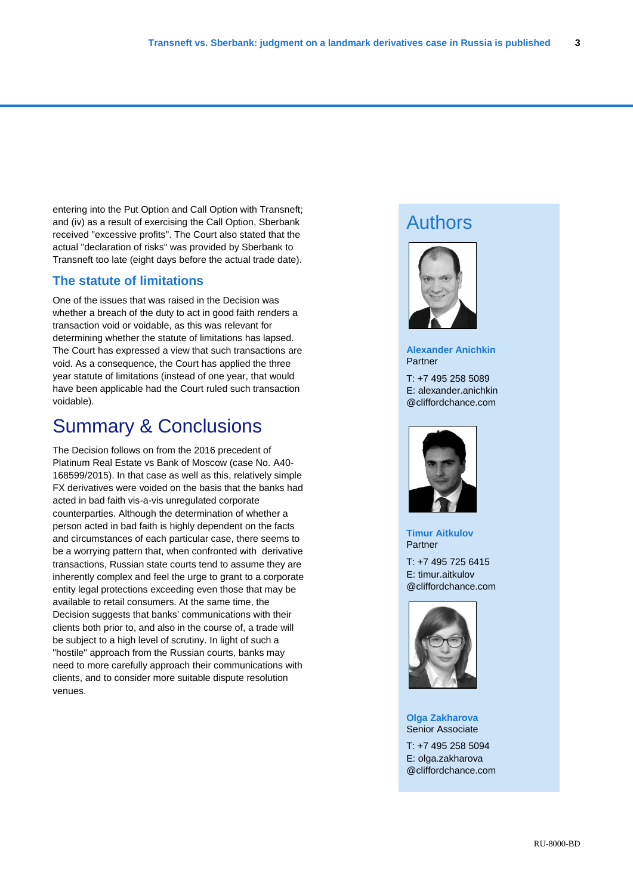entering into the Put Option and Call Option with Transneft; and (iv) as a result of exercising the Call Option, Sberbank received "excessive profits". The Court also stated that the actual "declaration of risks" was provided by Sberbank to Transneft too late (eight days before the actual trade date).

### The statute of limitations

One of the issues that was raised in the Decision was whether a breach of the duty to act in good faith renders a transaction void or voidable, as this was relevant for determining whether the statute of limitations has lapsed. The Court has expressed a view that such transactions are void. As a consequence, the Court has applied the three year statute of limitations (instead of one year, that would have been applicable had the Court ruled such transaction voidable).

## Summary & Conclusions

The Decision follows on from the 2016 precedent of Platinum Real Estate vs Bank of Moscow (case No. A40-168599/2015). In that case as well as this, relatively simple FX derivatives were voided on the basis that the banks had acted in bad faith vis-a-vis unregulated corporate counterparties. Although the determination of whether a person acted in bad faith is highly dependent on the facts and circumstances of each particular case, there seems to be a worrying pattern that, when confronted with derivative transactions, Russian state courts tend to assume they are inherently complex and feel the urge to grant to a corporate entity legal protections exceeding even those that may be available to retail consumers. At the same time, the Decision suggests that banks' communications with their clients both prior to, and also in the course of, a trade will be subject to a high level of scrutiny. In light of such a "hostile" approach from the Russian courts, banks may need to more carefully approach their communications with clients, and to consider more suitable dispute resolution venues.

## Authors

**Alexander Anichkin**
Partner

T: +7 495 258 5089
E: alexander.anichkin@cliffordchance.com

**Timur Aitkulov**
Partner

T: +7 495 725 6415
E: timur.aitkulov@cliffordchance.com

**Olga Zakharova**
Senior Associate

T: +7 495 258 5094
E: olga.zakharova@cliffordchance.com

RU-8000-BD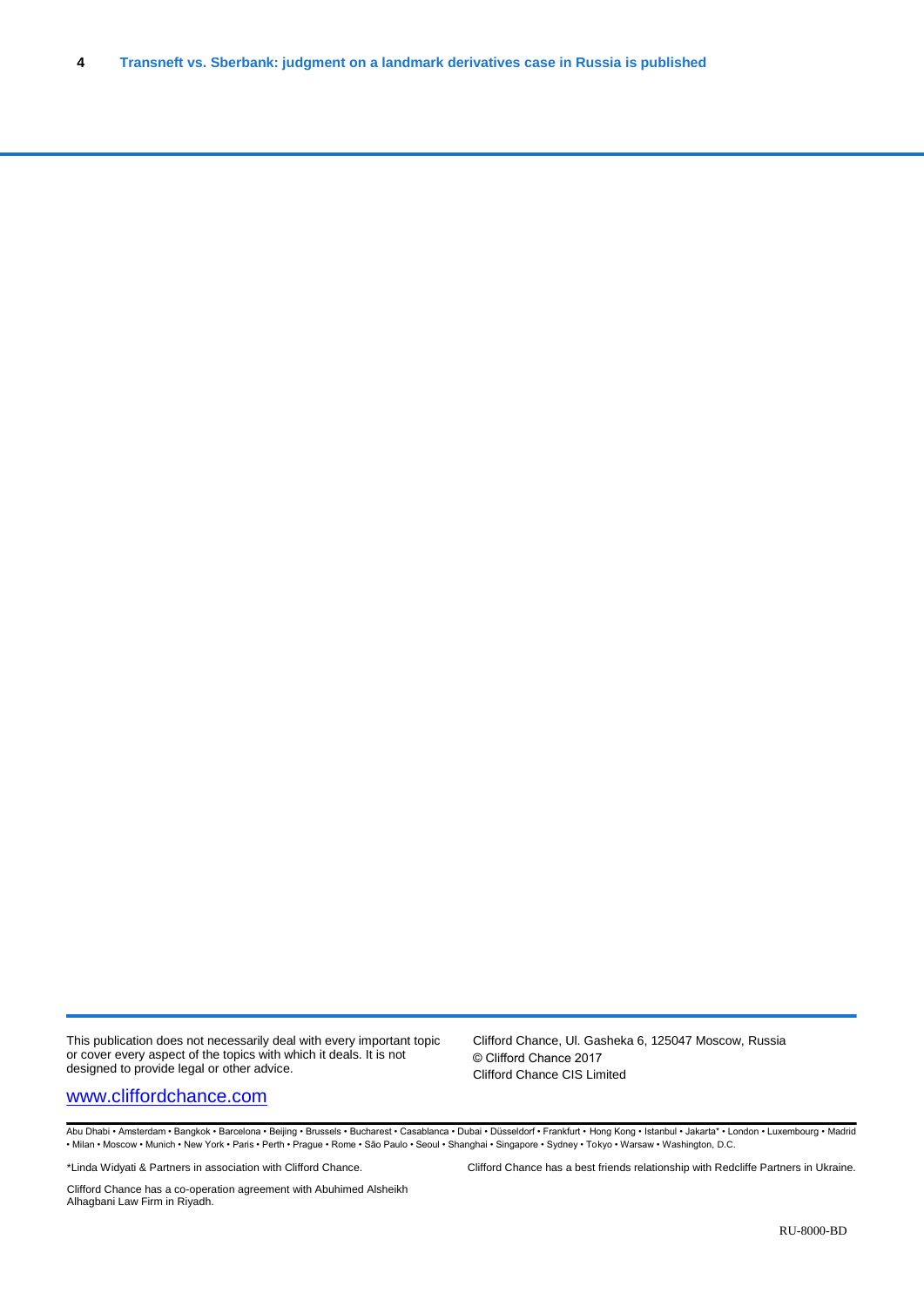This publication does not necessarily deal with every important topic or cover every aspect of the topics with which it deals. It is not designed to provide legal or other advice.

www.cliffordchance.com

Clifford Chance, Ul. Gasheka 6, 125047 Moscow, Russia
© Clifford Chance 2017
Clifford Chance CIS Limited

Abu Dhabi • Amsterdam • Bangkok • Barcelona • Beijing • Brussels • Bucharest • Casablanca • Dubai • Düsseldorf • Frankfurt • Hong Kong • Istanbul • Jakarta* • London • Luxembourg • Madrid • Milan • Moscow • Munich • New York • Paris • Perth • Prague • Rome • São Paulo • Seoul • Shanghai • Singapore • Sydney • Tokyo • Warsaw • Washington, D.C.

*Linda Widyati & Partners in association with Clifford Chance.

Clifford Chance has a co-operation agreement with Abuhimed Alsheikh Alhagbani Law Firm in Riyadh.

Clifford Chance has a best friends relationship with Redcliffe Partners in Ukraine.

RU-8000-BD